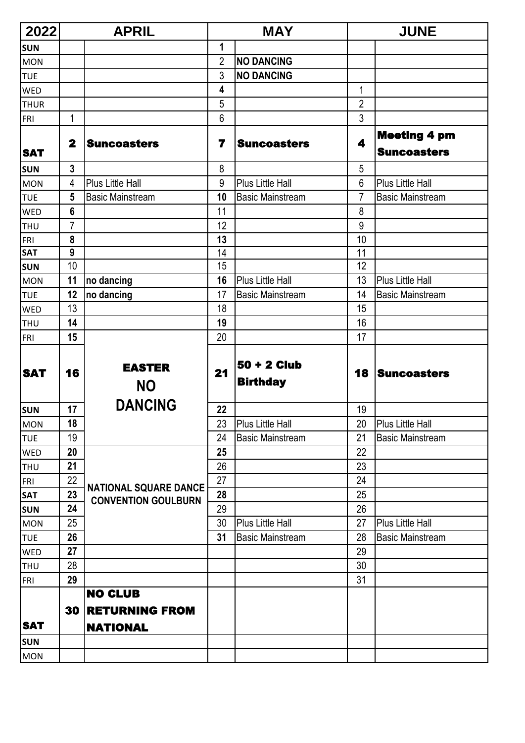| 2022 | APRIL | | MAY | | JUNE | |
|---|---|---|---|---|---|---|
| SUN | | | 1 | | | |
| MON | | | 2 | **NO DANCING** | | |
| TUE | | | 3 | **NO DANCING** | | |
| WED | | | 4 | | 1 | |
| THUR | | | 5 | | 2 | |
| FRI | 1 | | 6 | | 3 | |
| **SAT** | **2** | **Suncoasters** | **7** | **Suncoasters** | **4** | **Meeting 4 pm Suncoasters** |
| SUN | 3 | | 8 | | 5 | |
| MON | 4 | Plus Little Hall | 9 | Plus Little Hall | 6 | Plus Little Hall |
| TUE | 5 | Basic Mainstream | 10 | Basic Mainstream | 7 | Basic Mainstream |
| WED | 6 | | 11 | | 8 | |
| THU | 7 | | 12 | | 9 | |
| FRI | 8 | | 13 | | 10 | |
| SAT | 9 | | 14 | | 11 | |
| SUN | 10 | | 15 | | 12 | |
| MON | 11 | **no dancing** | 16 | Plus Little Hall | 13 | Plus Little Hall |
| TUE | 12 | **no dancing** | 17 | Basic Mainstream | 14 | Basic Mainstream |
| WED | 13 | | 18 | | 15 | |
| THU | 14 | | 19 | | 16 | |
| FRI | 15 | **EASTER NO DANCING** | 20 | | 17 | |
| **SAT** | **16** | | **21** | **50 + 2 Club Birthday** | **18** | **Suncoasters** |
| SUN | 17 | | 22 | | 19 | |
| MON | 18 | | 23 | Plus Little Hall | 20 | Plus Little Hall |
| TUE | 19 | | 24 | Basic Mainstream | 21 | Basic Mainstream |
| WED | 20 | **NATIONAL SQUARE DANCE CONVENTION GOULBURN** | 25 | | 22 | |
| THU | 21 | | 26 | | 23 | |
| FRI | 22 | | 27 | | 24 | |
| SAT | 23 | | 28 | | 25 | |
| SUN | 24 | | 29 | | 26 | |
| MON | 25 | | 30 | Plus Little Hall | 27 | Plus Little Hall |
| TUE | 26 | | 31 | Basic Mainstream | 28 | Basic Mainstream |
| WED | 27 | | | | 29 | |
| THU | 28 | | | | 30 | |
| FRI | 29 | | | | 31 | |
| **SAT** | **30** | **NO CLUB RETURNING FROM NATIONAL** | | | | |
| SUN | | | | | | |
| MON | | | | | | |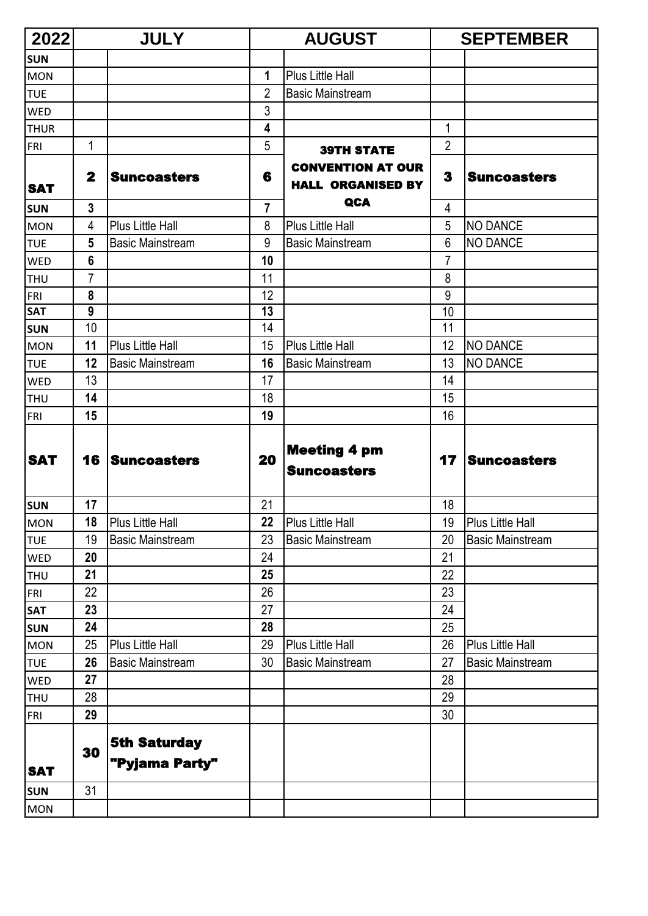| 2022 | JULY | | AUGUST | | SEPTEMBER | |
|---|---|---|---|---|---|---|
| SUN | | | | | | |
| MON | | | 1 | Plus Little Hall | | |
| TUE | | | 2 | Basic Mainstream | | |
| WED | | | 3 | | | |
| THUR | | | 4 | | 1 | |
| FRI | 1 | | 5 | 39TH STATE CONVENTION AT OUR HALL ORGANISED BY QCA | 2 | |
| SAT | 2 | Suncoasters | 6 | | 3 | Suncoasters |
| SUN | 3 | | 7 | | 4 | |
| MON | 4 | Plus Little Hall | 8 | Plus Little Hall | 5 | NO DANCE |
| TUE | 5 | Basic Mainstream | 9 | Basic Mainstream | 6 | NO DANCE |
| WED | 6 | | 10 | | 7 | |
| THU | 7 | | 11 | | 8 | |
| FRI | 8 | | 12 | | 9 | |
| SAT | 9 | | 13 | | 10 | |
| SUN | 10 | | 14 | | 11 | |
| MON | 11 | Plus Little Hall | 15 | Plus Little Hall | 12 | NO DANCE |
| TUE | 12 | Basic Mainstream | 16 | Basic Mainstream | 13 | NO DANCE |
| WED | 13 | | 17 | | 14 | |
| THU | 14 | | 18 | | 15 | |
| FRI | 15 | | 19 | | 16 | |
| SAT | 16 | Suncoasters | 20 | Meeting 4 pm Suncoasters | 17 | Suncoasters |
| SUN | 17 | | 21 | | 18 | |
| MON | 18 | Plus Little Hall | 22 | Plus Little Hall | 19 | Plus Little Hall |
| TUE | 19 | Basic Mainstream | 23 | Basic Mainstream | 20 | Basic Mainstream |
| WED | 20 | | 24 | | 21 | |
| THU | 21 | | 25 | | 22 | |
| FRI | 22 | | 26 | | 23 | |
| SAT | 23 | | 27 | | 24 | |
| SUN | 24 | | 28 | | 25 | |
| MON | 25 | Plus Little Hall | 29 | Plus Little Hall | 26 | Plus Little Hall |
| TUE | 26 | Basic Mainstream | 30 | Basic Mainstream | 27 | Basic Mainstream |
| WED | 27 | | | | 28 | |
| THU | 28 | | | | 29 | |
| FRI | 29 | | | | 30 | |
| SAT | 30 | 5th Saturday "Pyjama Party" | | | | |
| SUN | 31 | | | | | |
| MON | | | | | | |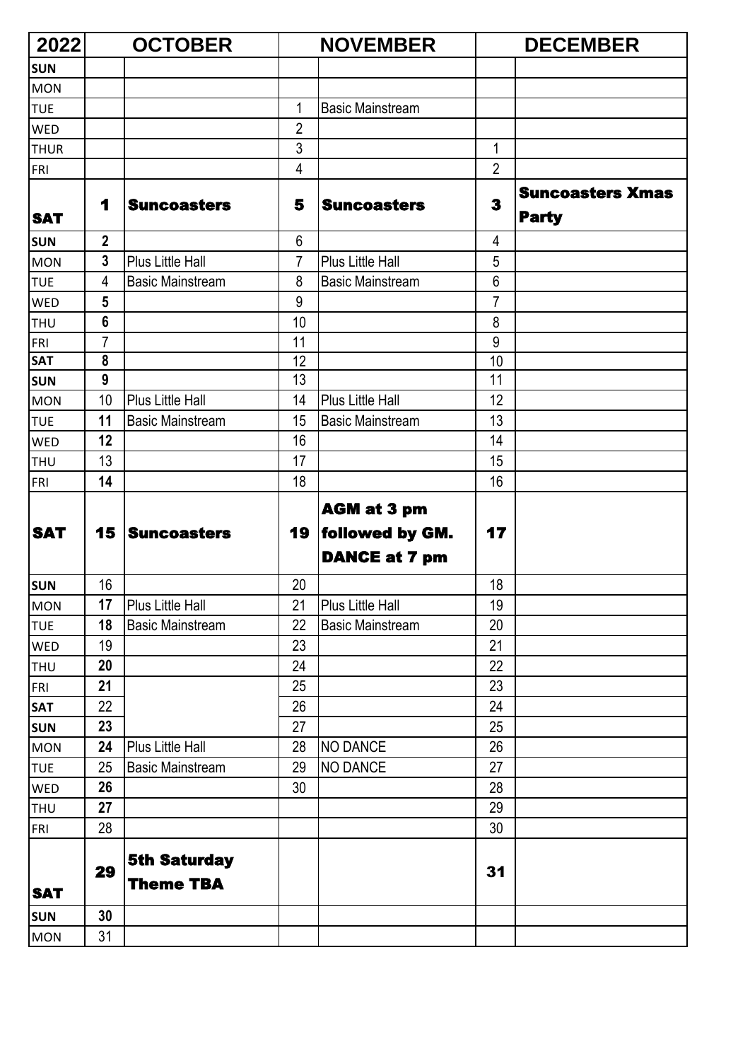| 2022 | OCTOBER | | NOVEMBER | | DECEMBER | |
|---|---|---|---|---|---|---|
| SUN | | | | | | |
| MON | | | | | | |
| TUE | | | 1 | Basic Mainstream | | |
| WED | | | 2 | | | |
| THUR | | | 3 | | 1 | |
| FRI | | | 4 | | 2 | |
| **SAT** | **1** | **Suncoasters** | **5** | **Suncoasters** | **3** | **Suncoasters Xmas Party** |
| SUN | 2 | | 6 | | 4 | |
| MON | 3 | Plus Little Hall | 7 | Plus Little Hall | 5 | |
| TUE | 4 | Basic Mainstream | 8 | Basic Mainstream | 6 | |
| WED | 5 | | 9 | | 7 | |
| THU | 6 | | 10 | | 8 | |
| FRI | 7 | | 11 | | 9 | |
| SAT | 8 | | 12 | | 10 | |
| SUN | 9 | | 13 | | 11 | |
| MON | 10 | Plus Little Hall | 14 | Plus Little Hall | 12 | |
| TUE | 11 | Basic Mainstream | 15 | Basic Mainstream | 13 | |
| WED | 12 | | 16 | | 14 | |
| THU | 13 | | 17 | | 15 | |
| FRI | 14 | | 18 | | 16 | |
| **SAT** | **15** | **Suncoasters** | **19** | **AGM at 3 pm followed by GM. DANCE at 7 pm** | **17** | |
| SUN | 16 | | 20 | | 18 | |
| MON | 17 | Plus Little Hall | 21 | Plus Little Hall | 19 | |
| TUE | 18 | Basic Mainstream | 22 | Basic Mainstream | 20 | |
| WED | 19 | | 23 | | 21 | |
| THU | 20 | | 24 | | 22 | |
| FRI | 21 | | 25 | | 23 | |
| SAT | 22 | | 26 | | 24 | |
| SUN | 23 | | 27 | | 25 | |
| MON | 24 | Plus Little Hall | 28 | NO DANCE | 26 | |
| TUE | 25 | Basic Mainstream | 29 | NO DANCE | 27 | |
| WED | 26 | | 30 | | 28 | |
| THU | 27 | | | | 29 | |
| FRI | 28 | | | | 30 | |
| **SAT** | **29** | **5th Saturday Theme TBA** | | | **31** | |
| SUN | 30 | | | | | |
| MON | 31 | | | | | |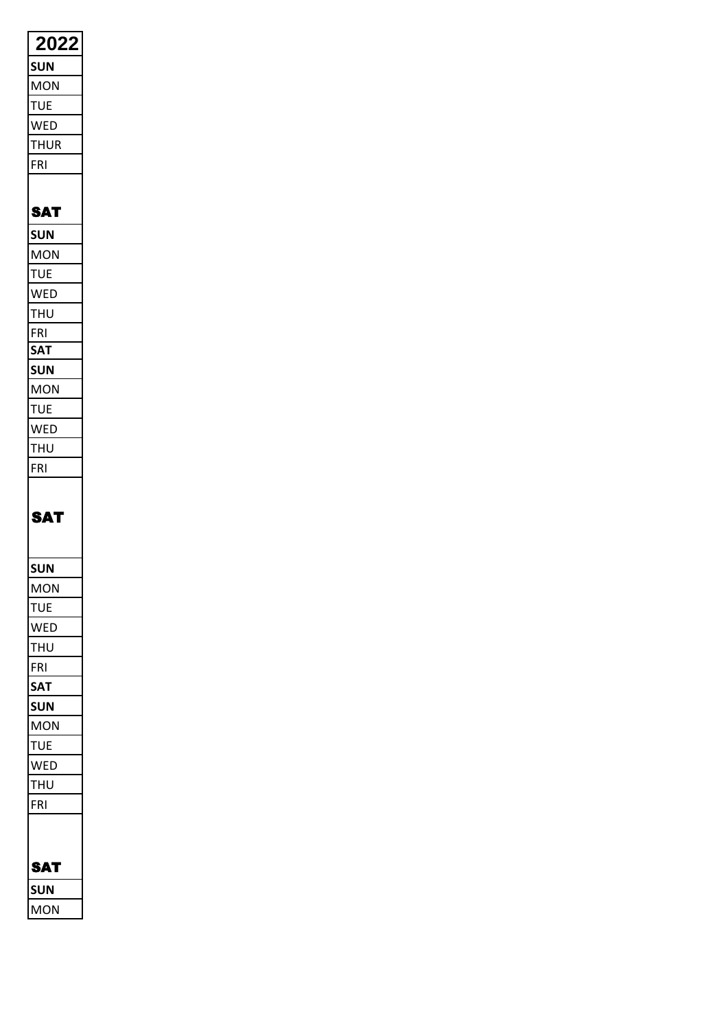| 2022 |
|---|
| **SUN** |
| MON |
| TUE |
| WED |
| THUR |
| FRI |
| **SAT** |
| **SUN** |
| MON |
| TUE |
| WED |
| THU |
| FRI |
| **SAT** |
| **SUN** |
| MON |
| TUE |
| WED |
| THU |
| FRI |
| **SAT** |
| **SUN** |
| MON |
| TUE |
| WED |
| THU |
| FRI |
| **SAT** |
| **SUN** |
| MON |
| TUE |
| WED |
| THU |
| FRI |
| **SAT** |
| **SUN** |
| MON |